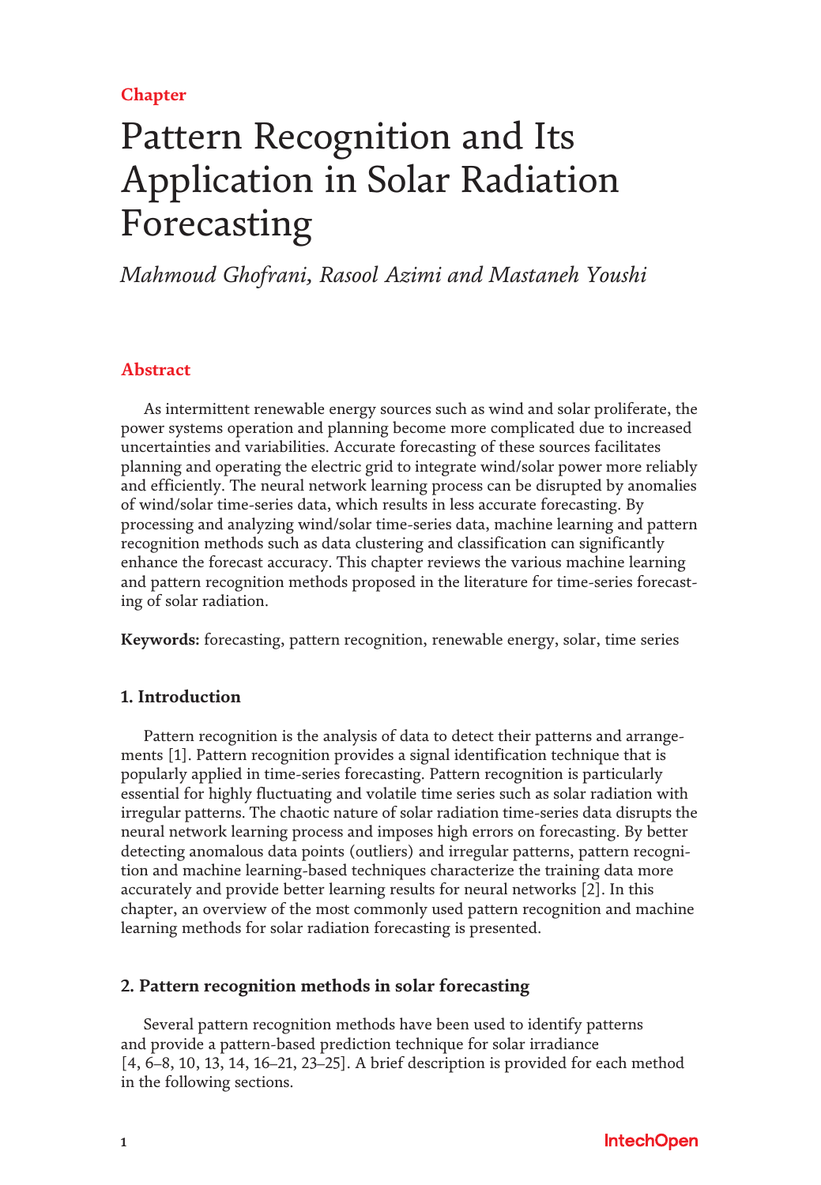Chapter

# Pattern Recognition and Its Application in Solar Radiation Forecasting

*Mahmoud Ghofrani, Rasool Azimi and Mastaneh Youshi*

## Abstract

As intermittent renewable energy sources such as wind and solar proliferate, the power systems operation and planning become more complicated due to increased uncertainties and variabilities. Accurate forecasting of these sources facilitates planning and operating the electric grid to integrate wind/solar power more reliably and efficiently. The neural network learning process can be disrupted by anomalies of wind/solar time-series data, which results in less accurate forecasting. By processing and analyzing wind/solar time-series data, machine learning and pattern recognition methods such as data clustering and classification can significantly enhance the forecast accuracy. This chapter reviews the various machine learning and pattern recognition methods proposed in the literature for time-series forecasting of solar radiation.

**Keywords:** forecasting, pattern recognition, renewable energy, solar, time series

## 1. Introduction

Pattern recognition is the analysis of data to detect their patterns and arrangements [1]. Pattern recognition provides a signal identification technique that is popularly applied in time-series forecasting. Pattern recognition is particularly essential for highly fluctuating and volatile time series such as solar radiation with irregular patterns. The chaotic nature of solar radiation time-series data disrupts the neural network learning process and imposes high errors on forecasting. By better detecting anomalous data points (outliers) and irregular patterns, pattern recognition and machine learning-based techniques characterize the training data more accurately and provide better learning results for neural networks [2]. In this chapter, an overview of the most commonly used pattern recognition and machine learning methods for solar radiation forecasting is presented.

## 2. Pattern recognition methods in solar forecasting

Several pattern recognition methods have been used to identify patterns and provide a pattern-based prediction technique for solar irradiance [4, 6–8, 10, 13, 14, 16–21, 23–25]. A brief description is provided for each method in the following sections.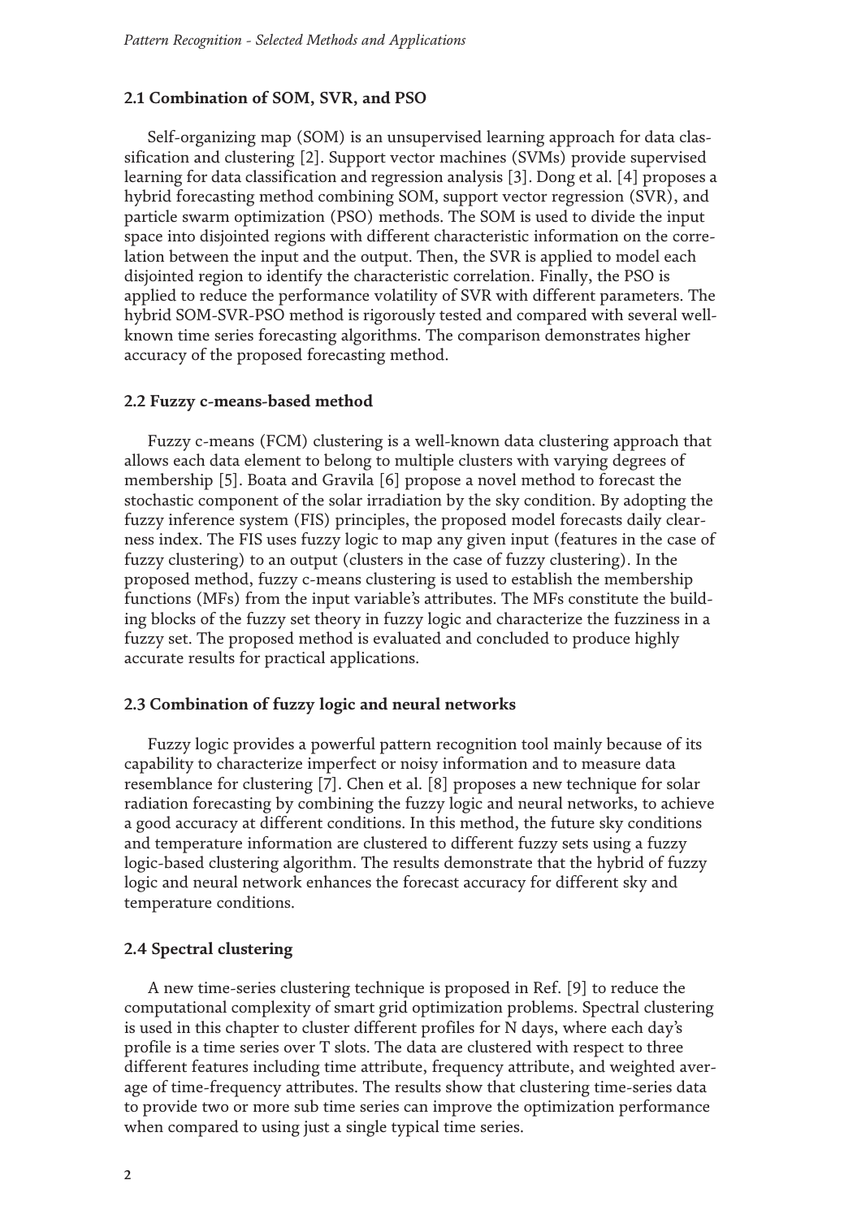### 2.1 Combination of SOM, SVR, and PSO

Self-organizing map (SOM) is an unsupervised learning approach for data classification and clustering [2]. Support vector machines (SVMs) provide supervised learning for data classification and regression analysis [3]. Dong et al. [4] proposes a hybrid forecasting method combining SOM, support vector regression (SVR), and particle swarm optimization (PSO) methods. The SOM is used to divide the input space into disjointed regions with different characteristic information on the correlation between the input and the output. Then, the SVR is applied to model each disjointed region to identify the characteristic correlation. Finally, the PSO is applied to reduce the performance volatility of SVR with different parameters. The hybrid SOM-SVR-PSO method is rigorously tested and compared with several well-known time series forecasting algorithms. The comparison demonstrates higher accuracy of the proposed forecasting method.

### 2.2 Fuzzy c-means-based method

Fuzzy c-means (FCM) clustering is a well-known data clustering approach that allows each data element to belong to multiple clusters with varying degrees of membership [5]. Boata and Gravila [6] propose a novel method to forecast the stochastic component of the solar irradiation by the sky condition. By adopting the fuzzy inference system (FIS) principles, the proposed model forecasts daily clearness index. The FIS uses fuzzy logic to map any given input (features in the case of fuzzy clustering) to an output (clusters in the case of fuzzy clustering). In the proposed method, fuzzy c-means clustering is used to establish the membership functions (MFs) from the input variable's attributes. The MFs constitute the building blocks of the fuzzy set theory in fuzzy logic and characterize the fuzziness in a fuzzy set. The proposed method is evaluated and concluded to produce highly accurate results for practical applications.

### 2.3 Combination of fuzzy logic and neural networks

Fuzzy logic provides a powerful pattern recognition tool mainly because of its capability to characterize imperfect or noisy information and to measure data resemblance for clustering [7]. Chen et al. [8] proposes a new technique for solar radiation forecasting by combining the fuzzy logic and neural networks, to achieve a good accuracy at different conditions. In this method, the future sky conditions and temperature information are clustered to different fuzzy sets using a fuzzy logic-based clustering algorithm. The results demonstrate that the hybrid of fuzzy logic and neural network enhances the forecast accuracy for different sky and temperature conditions.

### 2.4 Spectral clustering

A new time-series clustering technique is proposed in Ref. [9] to reduce the computational complexity of smart grid optimization problems. Spectral clustering is used in this chapter to cluster different profiles for N days, where each day's profile is a time series over T slots. The data are clustered with respect to three different features including time attribute, frequency attribute, and weighted average of time-frequency attributes. The results show that clustering time-series data to provide two or more sub time series can improve the optimization performance when compared to using just a single typical time series.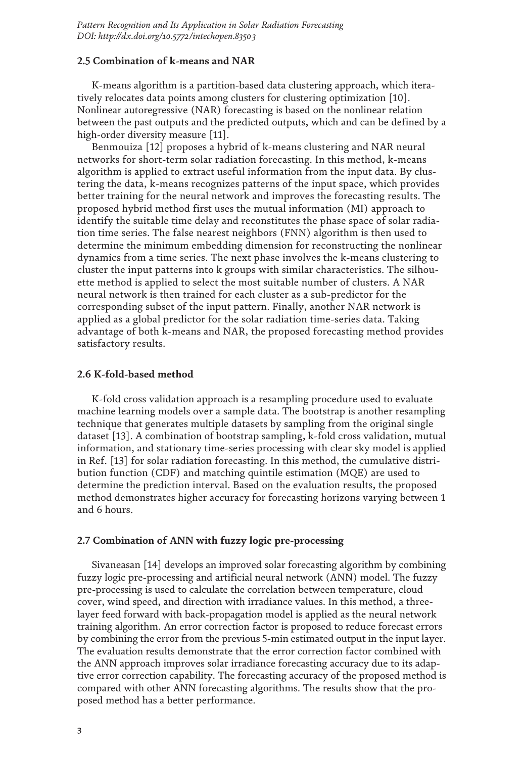### 2.5 Combination of k-means and NAR

K-means algorithm is a partition-based data clustering approach, which iteratively relocates data points among clusters for clustering optimization [10]. Nonlinear autoregressive (NAR) forecasting is based on the nonlinear relation between the past outputs and the predicted outputs, which and can be defined by a high-order diversity measure [11].

Benmouiza [12] proposes a hybrid of k-means clustering and NAR neural networks for short-term solar radiation forecasting. In this method, k-means algorithm is applied to extract useful information from the input data. By clustering the data, k-means recognizes patterns of the input space, which provides better training for the neural network and improves the forecasting results. The proposed hybrid method first uses the mutual information (MI) approach to identify the suitable time delay and reconstitutes the phase space of solar radiation time series. The false nearest neighbors (FNN) algorithm is then used to determine the minimum embedding dimension for reconstructing the nonlinear dynamics from a time series. The next phase involves the k-means clustering to cluster the input patterns into k groups with similar characteristics. The silhouette method is applied to select the most suitable number of clusters. A NAR neural network is then trained for each cluster as a sub-predictor for the corresponding subset of the input pattern. Finally, another NAR network is applied as a global predictor for the solar radiation time-series data. Taking advantage of both k-means and NAR, the proposed forecasting method provides satisfactory results.

### 2.6 K-fold-based method

K-fold cross validation approach is a resampling procedure used to evaluate machine learning models over a sample data. The bootstrap is another resampling technique that generates multiple datasets by sampling from the original single dataset [13]. A combination of bootstrap sampling, k-fold cross validation, mutual information, and stationary time-series processing with clear sky model is applied in Ref. [13] for solar radiation forecasting. In this method, the cumulative distribution function (CDF) and matching quintile estimation (MQE) are used to determine the prediction interval. Based on the evaluation results, the proposed method demonstrates higher accuracy for forecasting horizons varying between 1 and 6 hours.

### 2.7 Combination of ANN with fuzzy logic pre-processing

Sivaneasan [14] develops an improved solar forecasting algorithm by combining fuzzy logic pre-processing and artificial neural network (ANN) model. The fuzzy pre-processing is used to calculate the correlation between temperature, cloud cover, wind speed, and direction with irradiance values. In this method, a three-layer feed forward with back-propagation model is applied as the neural network training algorithm. An error correction factor is proposed to reduce forecast errors by combining the error from the previous 5-min estimated output in the input layer. The evaluation results demonstrate that the error correction factor combined with the ANN approach improves solar irradiance forecasting accuracy due to its adaptive error correction capability. The forecasting accuracy of the proposed method is compared with other ANN forecasting algorithms. The results show that the proposed method has a better performance.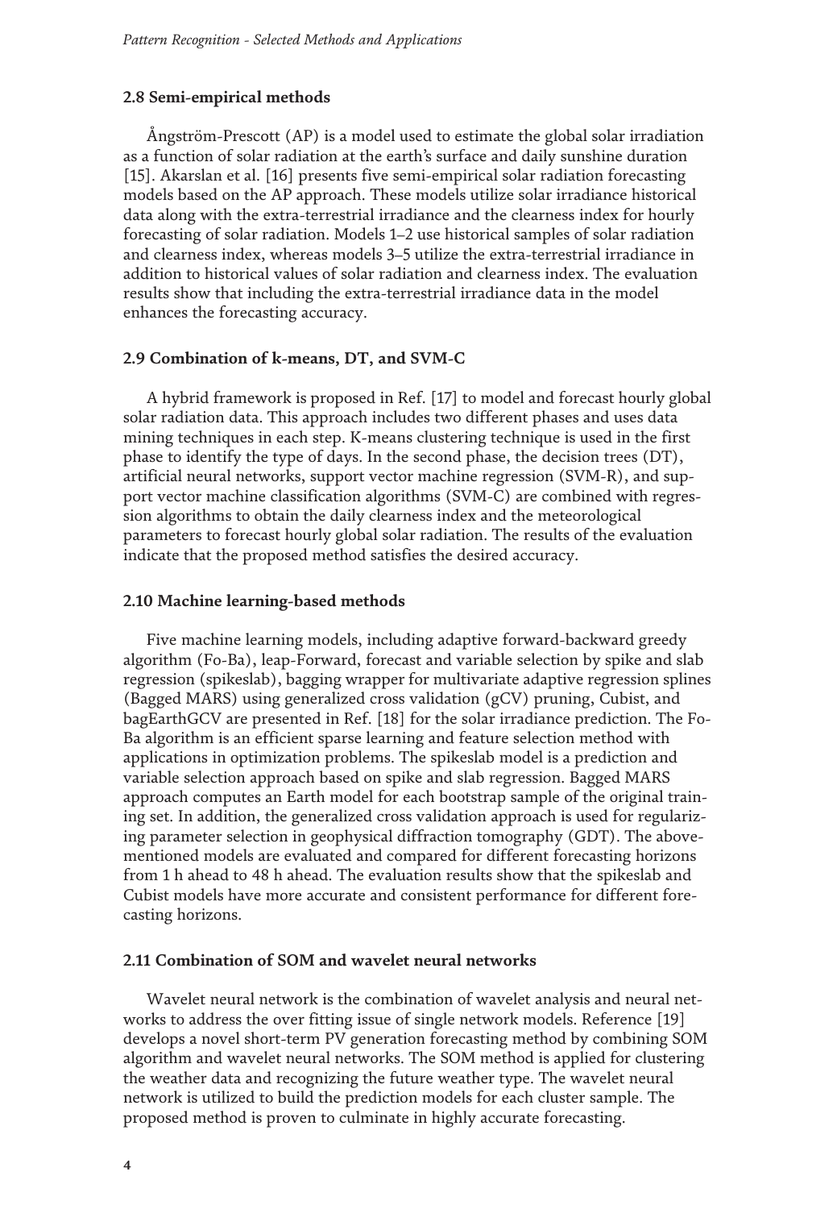### 2.8 Semi-empirical methods

Ångström-Prescott (AP) is a model used to estimate the global solar irradiation as a function of solar radiation at the earth's surface and daily sunshine duration [15]. Akarslan et al. [16] presents five semi-empirical solar radiation forecasting models based on the AP approach. These models utilize solar irradiance historical data along with the extra-terrestrial irradiance and the clearness index for hourly forecasting of solar radiation. Models 1–2 use historical samples of solar radiation and clearness index, whereas models 3–5 utilize the extra-terrestrial irradiance in addition to historical values of solar radiation and clearness index. The evaluation results show that including the extra-terrestrial irradiance data in the model enhances the forecasting accuracy.

### 2.9 Combination of k-means, DT, and SVM-C

A hybrid framework is proposed in Ref. [17] to model and forecast hourly global solar radiation data. This approach includes two different phases and uses data mining techniques in each step. K-means clustering technique is used in the first phase to identify the type of days. In the second phase, the decision trees (DT), artificial neural networks, support vector machine regression (SVM-R), and support vector machine classification algorithms (SVM-C) are combined with regression algorithms to obtain the daily clearness index and the meteorological parameters to forecast hourly global solar radiation. The results of the evaluation indicate that the proposed method satisfies the desired accuracy.

### 2.10 Machine learning-based methods

Five machine learning models, including adaptive forward-backward greedy algorithm (Fo-Ba), leap-Forward, forecast and variable selection by spike and slab regression (spikeslab), bagging wrapper for multivariate adaptive regression splines (Bagged MARS) using generalized cross validation (gCV) pruning, Cubist, and bagEarthGCV are presented in Ref. [18] for the solar irradiance prediction. The Fo-Ba algorithm is an efficient sparse learning and feature selection method with applications in optimization problems. The spikeslab model is a prediction and variable selection approach based on spike and slab regression. Bagged MARS approach computes an Earth model for each bootstrap sample of the original training set. In addition, the generalized cross validation approach is used for regularizing parameter selection in geophysical diffraction tomography (GDT). The above-mentioned models are evaluated and compared for different forecasting horizons from 1 h ahead to 48 h ahead. The evaluation results show that the spikeslab and Cubist models have more accurate and consistent performance for different forecasting horizons.

### 2.11 Combination of SOM and wavelet neural networks

Wavelet neural network is the combination of wavelet analysis and neural networks to address the over fitting issue of single network models. Reference [19] develops a novel short-term PV generation forecasting method by combining SOM algorithm and wavelet neural networks. The SOM method is applied for clustering the weather data and recognizing the future weather type. The wavelet neural network is utilized to build the prediction models for each cluster sample. The proposed method is proven to culminate in highly accurate forecasting.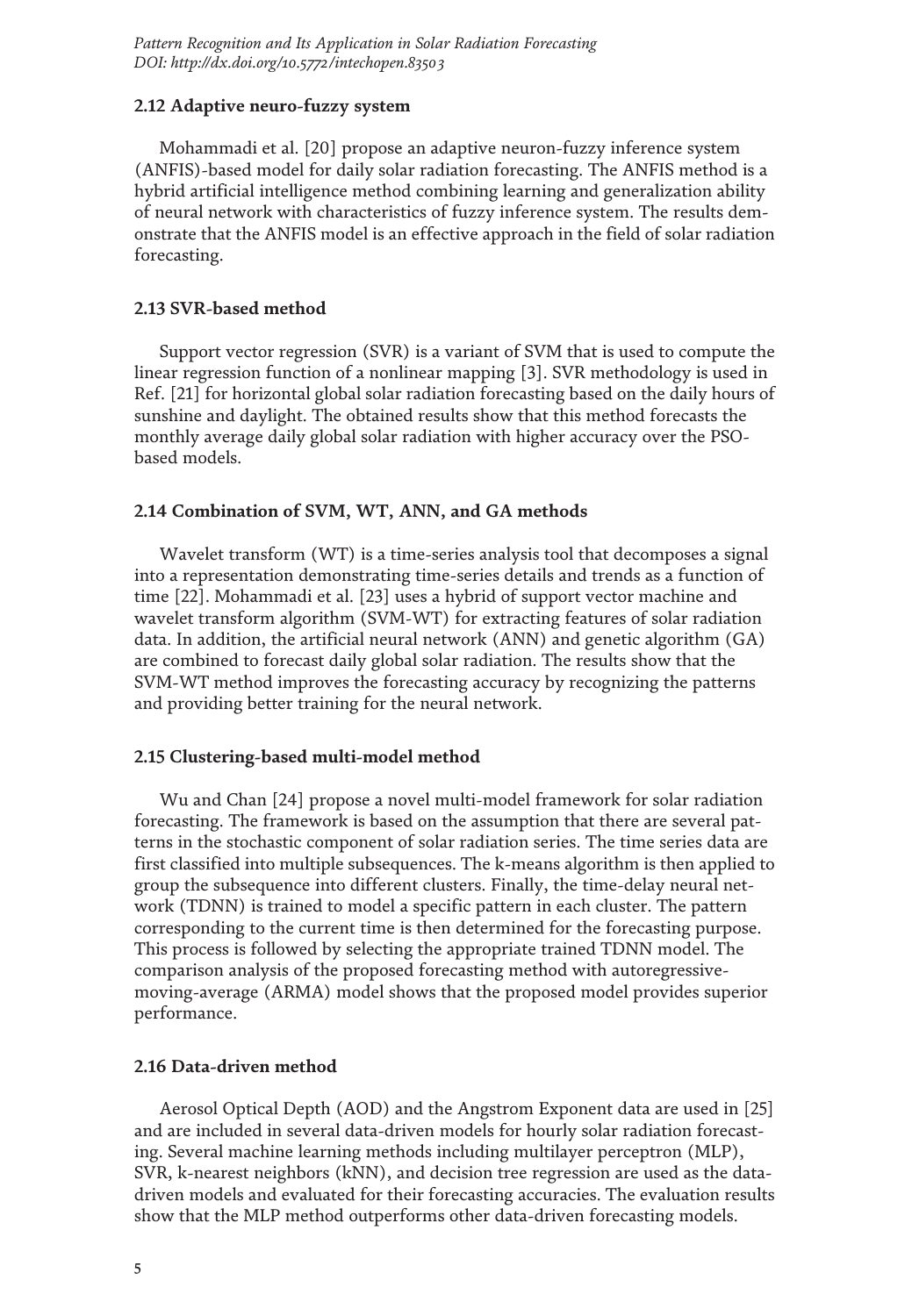### 2.12 Adaptive neuro-fuzzy system

Mohammadi et al. [20] propose an adaptive neuron-fuzzy inference system (ANFIS)-based model for daily solar radiation forecasting. The ANFIS method is a hybrid artificial intelligence method combining learning and generalization ability of neural network with characteristics of fuzzy inference system. The results demonstrate that the ANFIS model is an effective approach in the field of solar radiation forecasting.

### 2.13 SVR-based method

Support vector regression (SVR) is a variant of SVM that is used to compute the linear regression function of a nonlinear mapping [3]. SVR methodology is used in Ref. [21] for horizontal global solar radiation forecasting based on the daily hours of sunshine and daylight. The obtained results show that this method forecasts the monthly average daily global solar radiation with higher accuracy over the PSO-based models.

### 2.14 Combination of SVM, WT, ANN, and GA methods

Wavelet transform (WT) is a time-series analysis tool that decomposes a signal into a representation demonstrating time-series details and trends as a function of time [22]. Mohammadi et al. [23] uses a hybrid of support vector machine and wavelet transform algorithm (SVM-WT) for extracting features of solar radiation data. In addition, the artificial neural network (ANN) and genetic algorithm (GA) are combined to forecast daily global solar radiation. The results show that the SVM-WT method improves the forecasting accuracy by recognizing the patterns and providing better training for the neural network.

### 2.15 Clustering-based multi-model method

Wu and Chan [24] propose a novel multi-model framework for solar radiation forecasting. The framework is based on the assumption that there are several patterns in the stochastic component of solar radiation series. The time series data are first classified into multiple subsequences. The k-means algorithm is then applied to group the subsequence into different clusters. Finally, the time-delay neural network (TDNN) is trained to model a specific pattern in each cluster. The pattern corresponding to the current time is then determined for the forecasting purpose. This process is followed by selecting the appropriate trained TDNN model. The comparison analysis of the proposed forecasting method with autoregressive-moving-average (ARMA) model shows that the proposed model provides superior performance.

### 2.16 Data-driven method

Aerosol Optical Depth (AOD) and the Angstrom Exponent data are used in [25] and are included in several data-driven models for hourly solar radiation forecasting. Several machine learning methods including multilayer perceptron (MLP), SVR, k-nearest neighbors (kNN), and decision tree regression are used as the data-driven models and evaluated for their forecasting accuracies. The evaluation results show that the MLP method outperforms other data-driven forecasting models.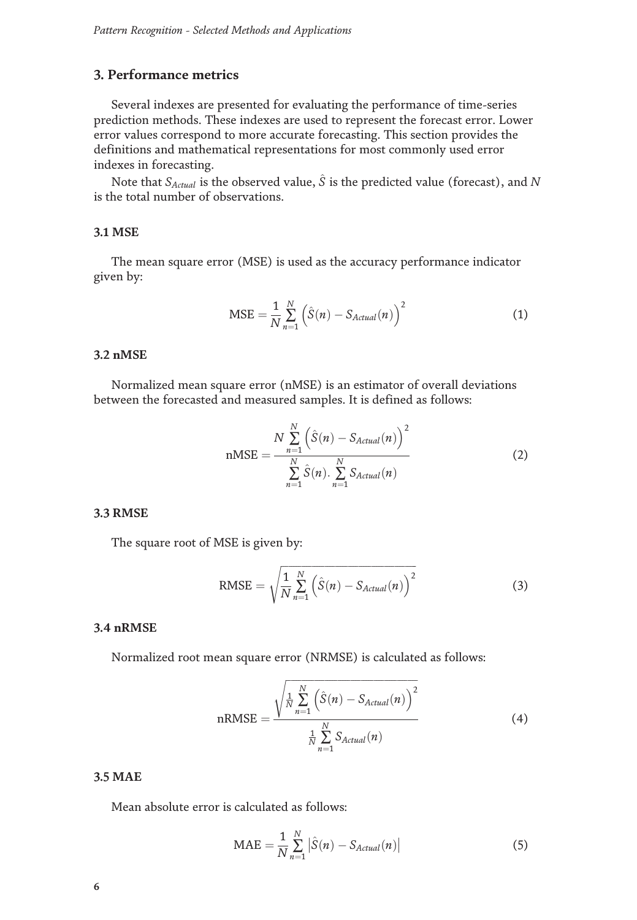## 3. Performance metrics

Several indexes are presented for evaluating the performance of time-series prediction methods. These indexes are used to represent the forecast error. Lower error values correspond to more accurate forecasting. This section provides the definitions and mathematical representations for most commonly used error indexes in forecasting.

Note that $S_{Actual}$ is the observed value, $\hat{S}$ is the predicted value (forecast), and $N$ is the total number of observations.

### 3.1 MSE

The mean square error (MSE) is used as the accuracy performance indicator given by:

$$\text{MSE} = \frac{1}{N}\sum_{n=1}^{N}\left(\hat{S}(n) - S_{Actual}(n)\right)^2 \tag{1}$$

### 3.2 nMSE

Normalized mean square error (nMSE) is an estimator of overall deviations between the forecasted and measured samples. It is defined as follows:

$$\text{nMSE} = \frac{N\sum_{n=1}^{N}\left(\hat{S}(n) - S_{Actual}(n)\right)^2}{\sum_{n=1}^{N}\hat{S}(n).\sum_{n=1}^{N}S_{Actual}(n)} \tag{2}$$

### 3.3 RMSE

The square root of MSE is given by:

$$\text{RMSE} = \sqrt{\frac{1}{N}\sum_{n=1}^{N}\left(\hat{S}(n) - S_{Actual}(n)\right)^2} \tag{3}$$

### 3.4 nRMSE

Normalized root mean square error (NRMSE) is calculated as follows:

$$\text{nRMSE} = \frac{\sqrt{\frac{1}{N}\sum_{n=1}^{N}\left(\hat{S}(n) - S_{Actual}(n)\right)^2}}{\frac{1}{N}\sum_{n=1}^{N}S_{Actual}(n)} \tag{4}$$

### 3.5 MAE

Mean absolute error is calculated as follows:

$$\text{MAE} = \frac{1}{N}\sum_{n=1}^{N}\left|\hat{S}(n) - S_{Actual}(n)\right| \tag{5}$$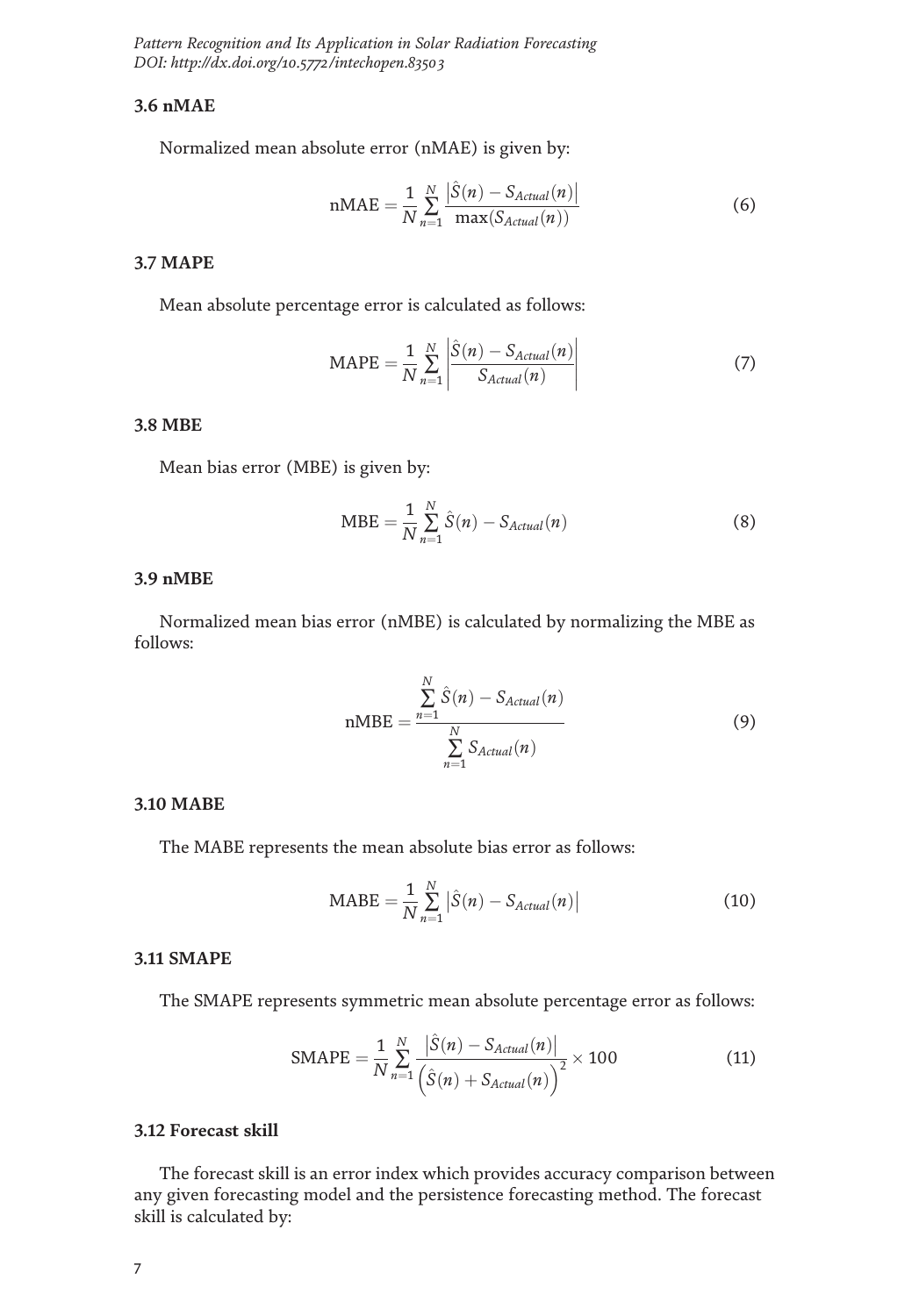### 3.6 nMAE

Normalized mean absolute error (nMAE) is given by:

$$\text{nMAE} = \frac{1}{N}\sum_{n=1}^{N}\frac{\left|\hat{S}(n) - S_{Actual}(n)\right|}{\max(S_{Actual}(n))} \tag{6}$$

### 3.7 MAPE

Mean absolute percentage error is calculated as follows:

$$\text{MAPE} = \frac{1}{N}\sum_{n=1}^{N}\left|\frac{\hat{S}(n) - S_{Actual}(n)}{S_{Actual}(n)}\right| \tag{7}$$

### 3.8 MBE

Mean bias error (MBE) is given by:

$$\text{MBE} = \frac{1}{N}\sum_{n=1}^{N}\hat{S}(n) - S_{Actual}(n) \tag{8}$$

### 3.9 nMBE

Normalized mean bias error (nMBE) is calculated by normalizing the MBE as follows:

$$\text{nMBE} = \frac{\sum_{n=1}^{N}\hat{S}(n) - S_{Actual}(n)}{\sum_{n=1}^{N}S_{Actual}(n)} \tag{9}$$

### 3.10 MABE

The MABE represents the mean absolute bias error as follows:

$$\text{MABE} = \frac{1}{N}\sum_{n=1}^{N}\left|\hat{S}(n) - S_{Actual}(n)\right| \tag{10}$$

### 3.11 SMAPE

The SMAPE represents symmetric mean absolute percentage error as follows:

$$\text{SMAPE} = \frac{1}{N}\sum_{n=1}^{N}\frac{\left|\hat{S}(n) - S_{Actual}(n)\right|}{\left(\hat{S}(n) + S_{Actual}(n)\right)^2} \times 100 \tag{11}$$

### 3.12 Forecast skill

The forecast skill is an error index which provides accuracy comparison between any given forecasting model and the persistence forecasting method. The forecast skill is calculated by: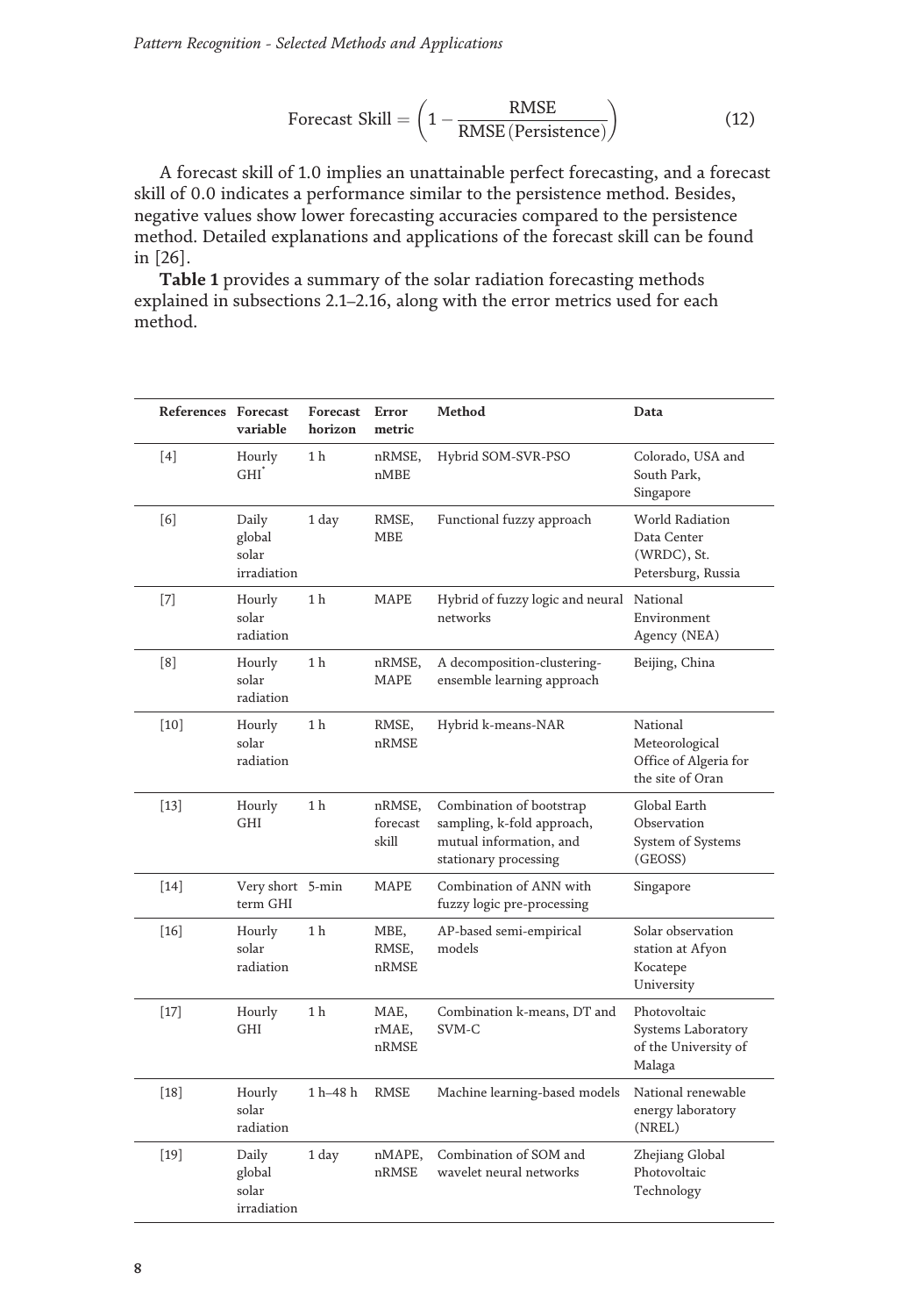$$\text{Forecast Skill} = \left(1 - \frac{\text{RMSE}}{\text{RMSE (Persistence)}}\right) \tag{12}$$

A forecast skill of 1.0 implies an unattainable perfect forecasting, and a forecast skill of 0.0 indicates a performance similar to the persistence method. Besides, negative values show lower forecasting accuracies compared to the persistence method. Detailed explanations and applications of the forecast skill can be found in [26].

**Table 1** provides a summary of the solar radiation forecasting methods explained in subsections 2.1–2.16, along with the error metrics used for each method.

| References | Forecast variable | Forecast horizon | Error metric | Method | Data |
|---|---|---|---|---|---|
| [4] | Hourly GHI* | 1 h | nRMSE, nMBE | Hybrid SOM-SVR-PSO | Colorado, USA and South Park, Singapore |
| [6] | Daily global solar irradiation | 1 day | RMSE, MBE | Functional fuzzy approach | World Radiation Data Center (WRDC), St. Petersburg, Russia |
| [7] | Hourly solar radiation | 1 h | MAPE | Hybrid of fuzzy logic and neural networks | National Environment Agency (NEA) |
| [8] | Hourly solar radiation | 1 h | nRMSE, MAPE | A decomposition-clustering-ensemble learning approach | Beijing, China |
| [10] | Hourly solar radiation | 1 h | RMSE, nRMSE | Hybrid k-means-NAR | National Meteorological Office of Algeria for the site of Oran |
| [13] | Hourly GHI | 1 h | nRMSE, forecast skill | Combination of bootstrap sampling, k-fold approach, mutual information, and stationary processing | Global Earth Observation System of Systems (GEOSS) |
| [14] | Very short term GHI | 5-min | MAPE | Combination of ANN with fuzzy logic pre-processing | Singapore |
| [16] | Hourly solar radiation | 1 h | MBE, RMSE, nRMSE | AP-based semi-empirical models | Solar observation station at Afyon Kocatepe University |
| [17] | Hourly GHI | 1 h | MAE, rMAE, nRMSE | Combination k-means, DT and SVM-C | Photovoltaic Systems Laboratory of the University of Malaga |
| [18] | Hourly solar radiation | 1 h–48 h | RMSE | Machine learning-based models | National renewable energy laboratory (NREL) |
| [19] | Daily global solar irradiation | 1 day | nMAPE, nRMSE | Combination of SOM and wavelet neural networks | Zhejiang Global Photovoltaic Technology |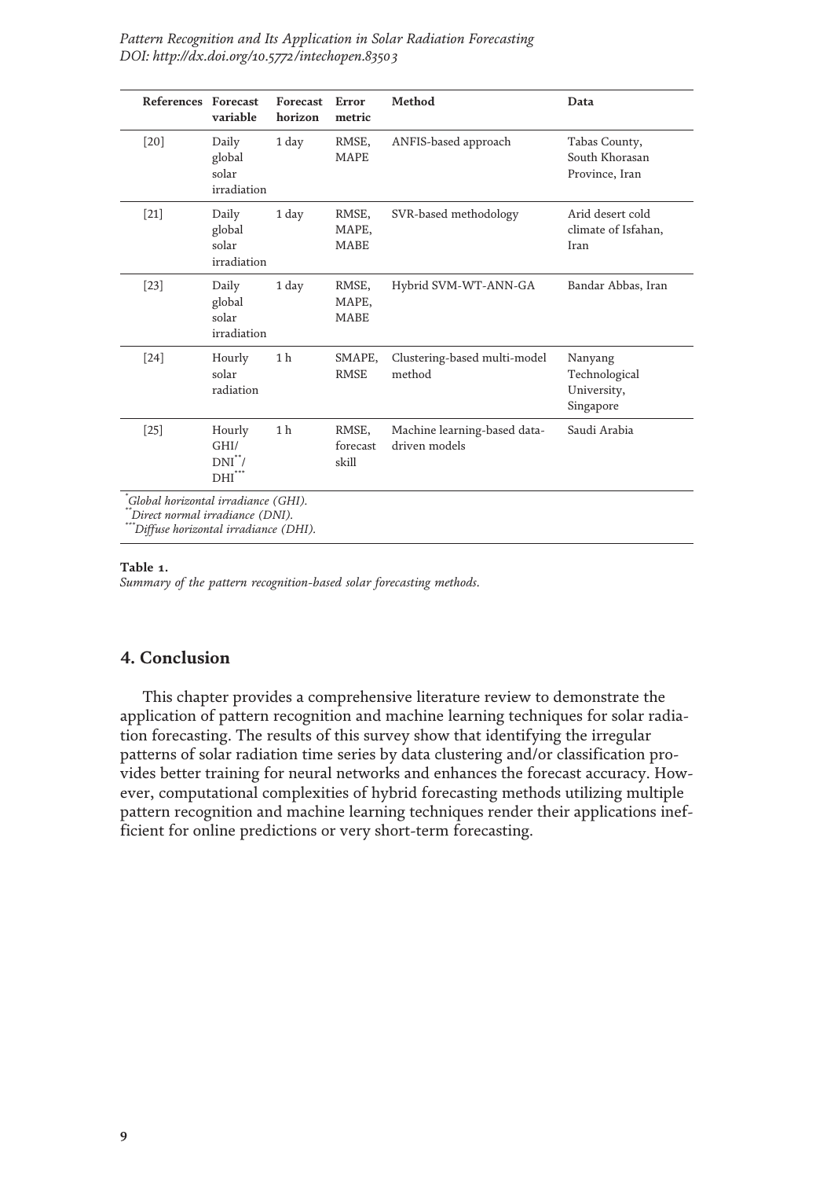| References | Forecast variable | Forecast horizon | Error metric | Method | Data |
|---|---|---|---|---|---|
| [20] | Daily global solar irradiation | 1 day | RMSE, MAPE | ANFIS-based approach | Tabas County, South Khorasan Province, Iran |
| [21] | Daily global solar irradiation | 1 day | RMSE, MAPE, MABE | SVR-based methodology | Arid desert cold climate of Isfahan, Iran |
| [23] | Daily global solar irradiation | 1 day | RMSE, MAPE, MABE | Hybrid SVM-WT-ANN-GA | Bandar Abbas, Iran |
| [24] | Hourly solar radiation | 1 h | SMAPE, RMSE | Clustering-based multi-model method | Nanyang Technological University, Singapore |
| [25] | Hourly GHI/ DNI**/ DHI*** | 1 h | RMSE, forecast skill | Machine learning-based data-driven models | Saudi Arabia |

*Global horizontal irradiance (GHI).*
**Direct normal irradiance (DNI).*
***Diffuse horizontal irradiance (DHI).*

**Table 1.**
*Summary of the pattern recognition-based solar forecasting methods.*

## 4. Conclusion

This chapter provides a comprehensive literature review to demonstrate the application of pattern recognition and machine learning techniques for solar radiation forecasting. The results of this survey show that identifying the irregular patterns of solar radiation time series by data clustering and/or classification provides better training for neural networks and enhances the forecast accuracy. However, computational complexities of hybrid forecasting methods utilizing multiple pattern recognition and machine learning techniques render their applications inefficient for online predictions or very short-term forecasting.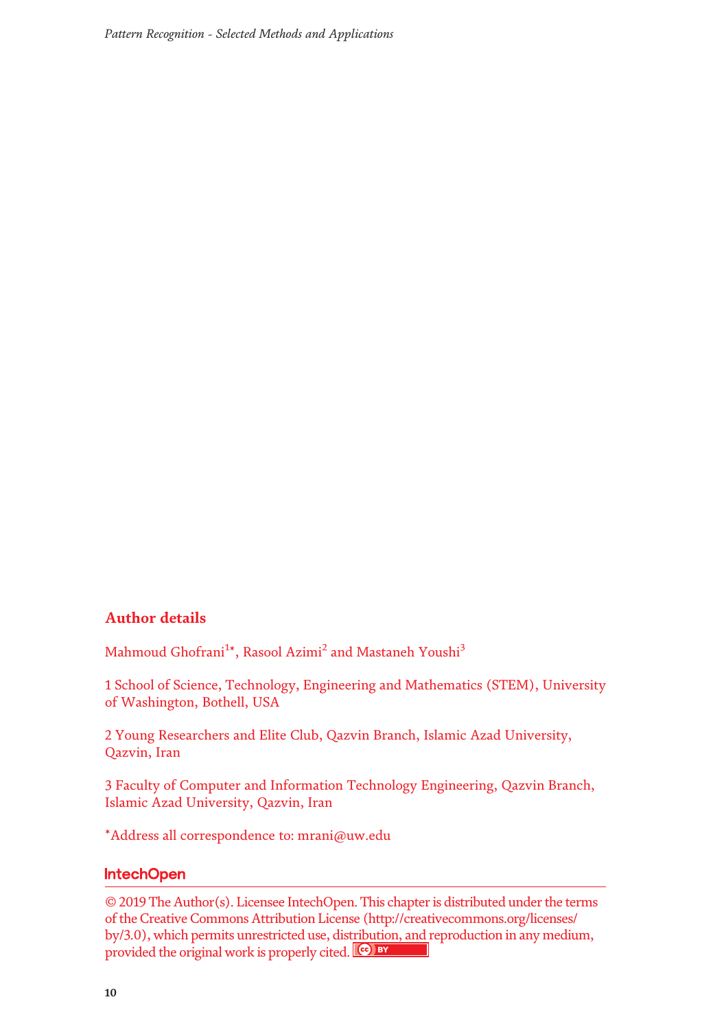## Author details

Mahmoud Ghofrani[1]*, Rasool Azimi[2] and Mastaneh Youshi[3]

1 School of Science, Technology, Engineering and Mathematics (STEM), University of Washington, Bothell, USA

2 Young Researchers and Elite Club, Qazvin Branch, Islamic Azad University, Qazvin, Iran

3 Faculty of Computer and Information Technology Engineering, Qazvin Branch, Islamic Azad University, Qazvin, Iran

*Address all correspondence to: mrani@uw.edu

IntechOpen

© 2019 The Author(s). Licensee IntechOpen. This chapter is distributed under the terms of the Creative Commons Attribution License (http://creativecommons.org/licenses/by/3.0), which permits unrestricted use, distribution, and reproduction in any medium, provided the original work is properly cited.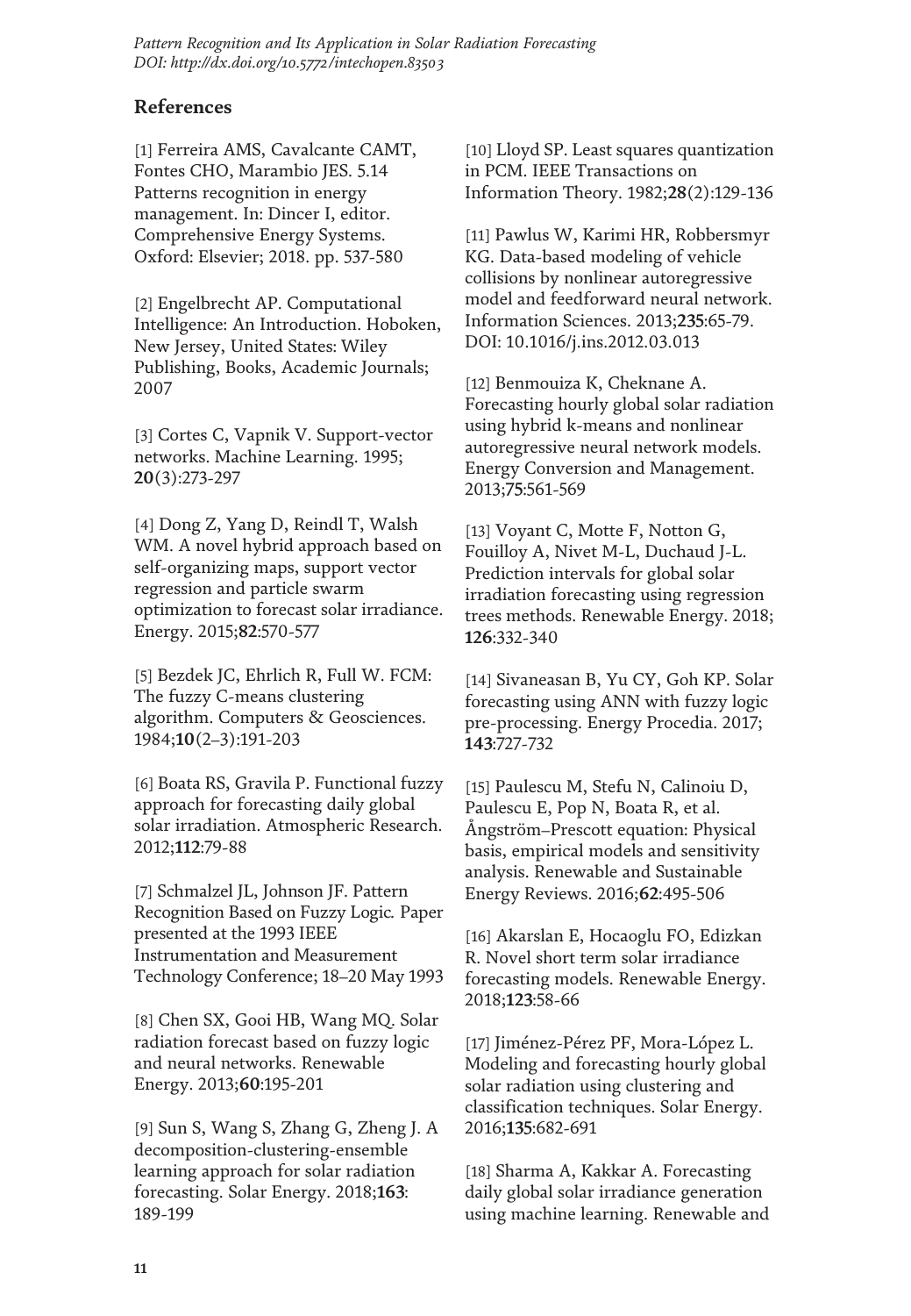## References

[1] Ferreira AMS, Cavalcante CAMT, Fontes CHO, Marambio JES. 5.14 Patterns recognition in energy management. In: Dincer I, editor. Comprehensive Energy Systems. Oxford: Elsevier; 2018. pp. 537-580

[2] Engelbrecht AP. Computational Intelligence: An Introduction. Hoboken, New Jersey, United States: Wiley Publishing, Books, Academic Journals; 2007

[3] Cortes C, Vapnik V. Support-vector networks. Machine Learning. 1995; **20**(3):273-297

[4] Dong Z, Yang D, Reindl T, Walsh WM. A novel hybrid approach based on self-organizing maps, support vector regression and particle swarm optimization to forecast solar irradiance. Energy. 2015;**82**:570-577

[5] Bezdek JC, Ehrlich R, Full W. FCM: The fuzzy C-means clustering algorithm. Computers & Geosciences. 1984;**10**(2–3):191-203

[6] Boata RS, Gravila P. Functional fuzzy approach for forecasting daily global solar irradiation. Atmospheric Research. 2012;**112**:79-88

[7] Schmalzel JL, Johnson JF. Pattern Recognition Based on Fuzzy Logic. Paper presented at the 1993 IEEE Instrumentation and Measurement Technology Conference; 18–20 May 1993

[8] Chen SX, Gooi HB, Wang MQ. Solar radiation forecast based on fuzzy logic and neural networks. Renewable Energy. 2013;**60**:195-201

[9] Sun S, Wang S, Zhang G, Zheng J. A decomposition-clustering-ensemble learning approach for solar radiation forecasting. Solar Energy. 2018;**163**: 189-199

[10] Lloyd SP. Least squares quantization in PCM. IEEE Transactions on Information Theory. 1982;**28**(2):129-136

[11] Pawlus W, Karimi HR, Robbersmyr KG. Data-based modeling of vehicle collisions by nonlinear autoregressive model and feedforward neural network. Information Sciences. 2013;**235**:65-79. DOI: 10.1016/j.ins.2012.03.013

[12] Benmouiza K, Cheknane A. Forecasting hourly global solar radiation using hybrid k-means and nonlinear autoregressive neural network models. Energy Conversion and Management. 2013;**75**:561-569

[13] Voyant C, Motte F, Notton G, Fouilloy A, Nivet M-L, Duchaud J-L. Prediction intervals for global solar irradiation forecasting using regression trees methods. Renewable Energy. 2018; **126**:332-340

[14] Sivaneasan B, Yu CY, Goh KP. Solar forecasting using ANN with fuzzy logic pre-processing. Energy Procedia. 2017; **143**:727-732

[15] Paulescu M, Stefu N, Calinoiu D, Paulescu E, Pop N, Boata R, et al. Ångström–Prescott equation: Physical basis, empirical models and sensitivity analysis. Renewable and Sustainable Energy Reviews. 2016;**62**:495-506

[16] Akarslan E, Hocaoglu FO, Edizkan R. Novel short term solar irradiance forecasting models. Renewable Energy. 2018;**123**:58-66

[17] Jiménez-Pérez PF, Mora-López L. Modeling and forecasting hourly global solar radiation using clustering and classification techniques. Solar Energy. 2016;**135**:682-691

[18] Sharma A, Kakkar A. Forecasting daily global solar irradiance generation using machine learning. Renewable and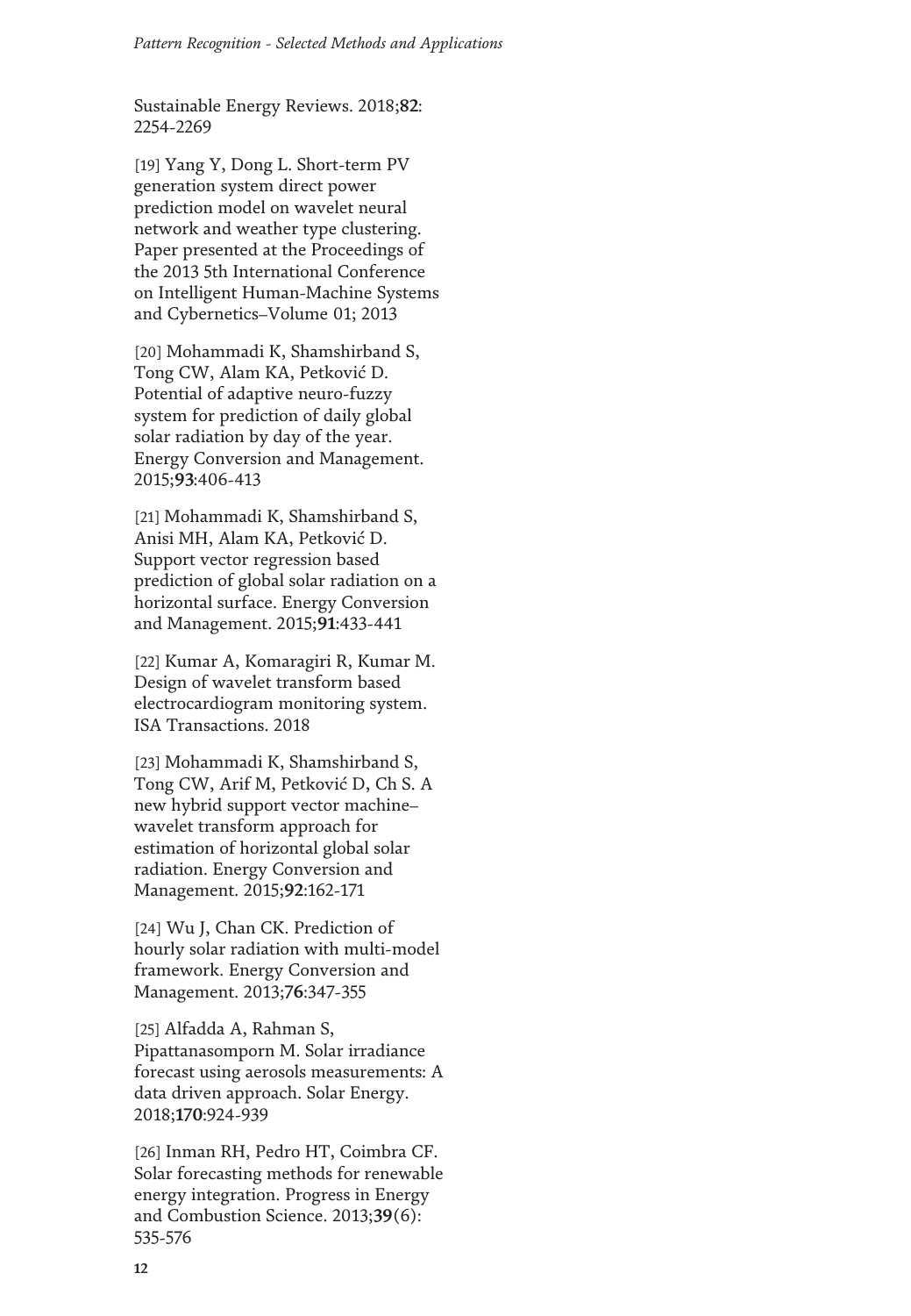Sustainable Energy Reviews. 2018;**82**: 2254-2269

[19] Yang Y, Dong L. Short-term PV generation system direct power prediction model on wavelet neural network and weather type clustering. Paper presented at the Proceedings of the 2013 5th International Conference on Intelligent Human-Machine Systems and Cybernetics–Volume 01; 2013

[20] Mohammadi K, Shamshirband S, Tong CW, Alam KA, Petković D. Potential of adaptive neuro-fuzzy system for prediction of daily global solar radiation by day of the year. Energy Conversion and Management. 2015;**93**:406-413

[21] Mohammadi K, Shamshirband S, Anisi MH, Alam KA, Petković D. Support vector regression based prediction of global solar radiation on a horizontal surface. Energy Conversion and Management. 2015;**91**:433-441

[22] Kumar A, Komaragiri R, Kumar M. Design of wavelet transform based electrocardiogram monitoring system. ISA Transactions. 2018

[23] Mohammadi K, Shamshirband S, Tong CW, Arif M, Petković D, Ch S. A new hybrid support vector machine–wavelet transform approach for estimation of horizontal global solar radiation. Energy Conversion and Management. 2015;**92**:162-171

[24] Wu J, Chan CK. Prediction of hourly solar radiation with multi-model framework. Energy Conversion and Management. 2013;**76**:347-355

[25] Alfadda A, Rahman S, Pipattanasomporn M. Solar irradiance forecast using aerosols measurements: A data driven approach. Solar Energy. 2018;**170**:924-939

[26] Inman RH, Pedro HT, Coimbra CF. Solar forecasting methods for renewable energy integration. Progress in Energy and Combustion Science. 2013;**39**(6): 535-576